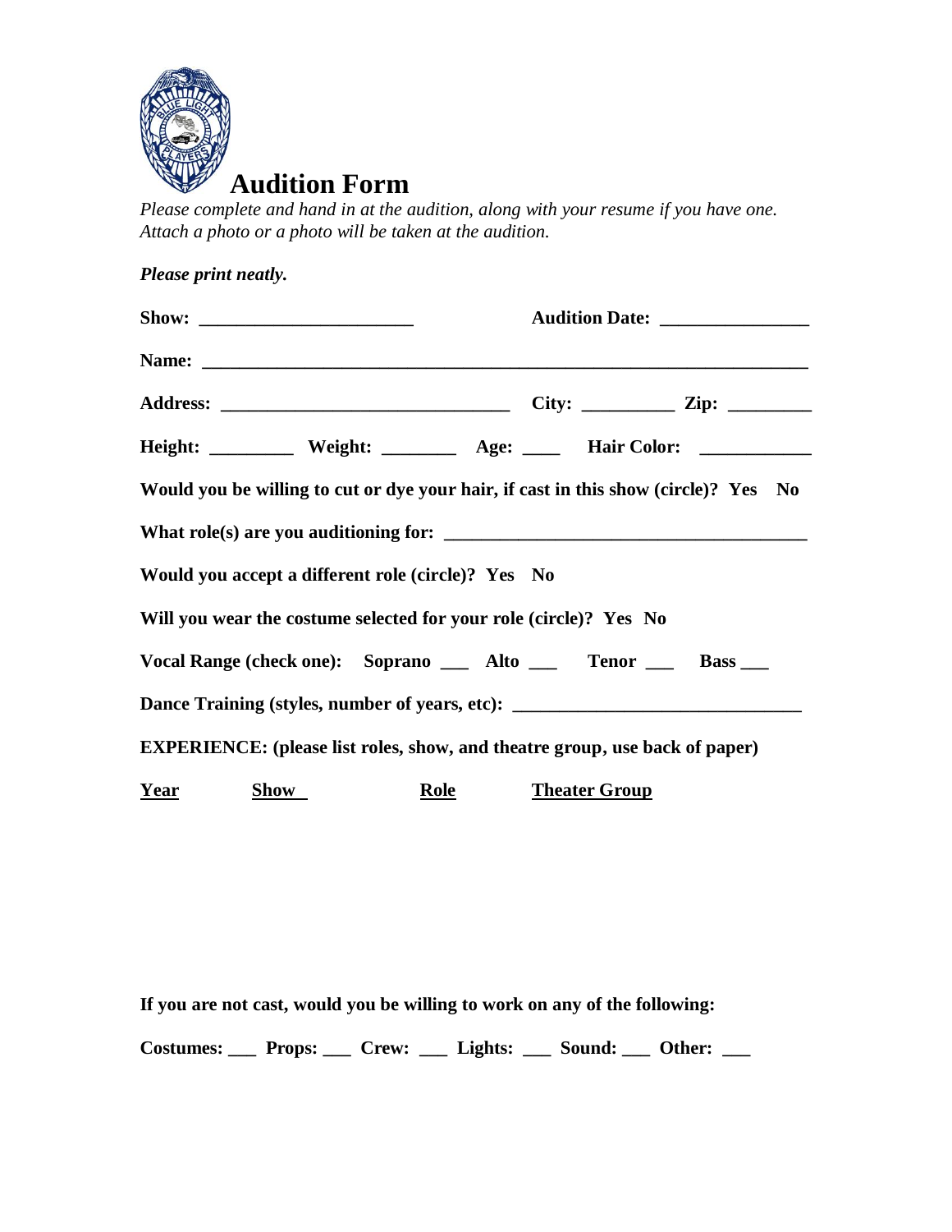# Audition Form

*Please complete and hand in at the audition, along with your resume if you have one. Attach a photo or a photo will be taken at the audition.*

***Please print neatly.***

**Show:** _______________________ **Audition Date:** _______________

**Name:** _________________________________________________________________

**Address:** ______________________________ **City:** _________ **Zip:** ________

**Height:** ________ **Weight:** ________ **Age:** ____ **Hair Color:** ___________

**Would you be willing to cut or dye your hair, if cast in this show (circle)? Yes No**

**What role(s) are you auditioning for:** ____________________________________

**Would you accept a different role (circle)? Yes No**

**Will you wear the costume selected for your role (circle)? Yes No**

**Vocal Range (check one): Soprano ___ Alto ___ Tenor ___ Bass ___**

**Dance Training (styles, number of years, etc):** ____________________________

**EXPERIENCE: (please list roles, show, and theatre group, use back of paper)**

| Year | Show | Role | Theater Group |
|---|---|---|---|
| | | | |

**If you are not cast, would you be willing to work on any of the following:**

**Costumes:** ___ **Props:** ___ **Crew:** ___ **Lights:** ___ **Sound:** ___ **Other:** ___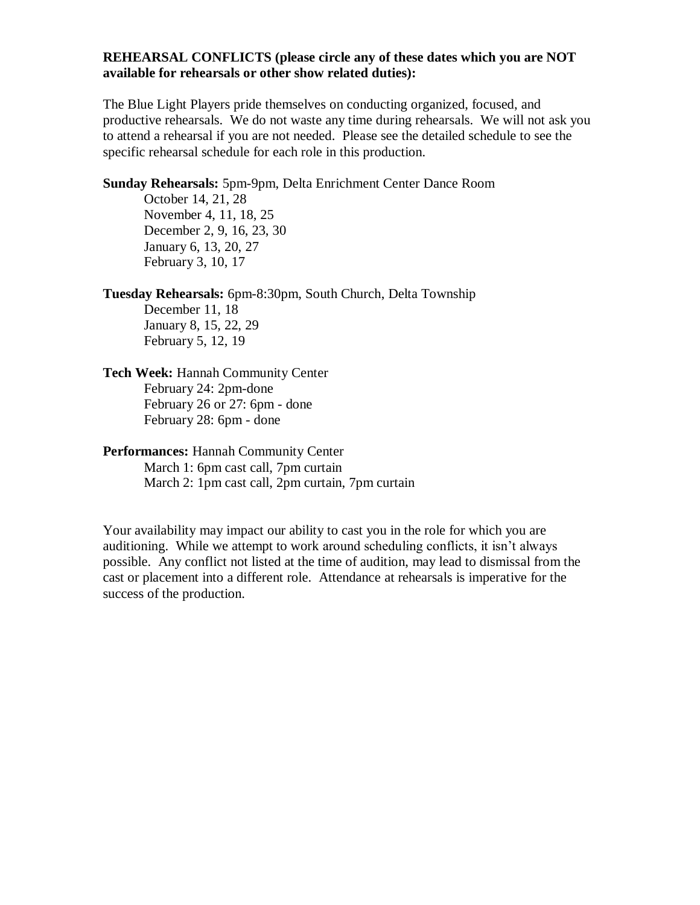**REHEARSAL CONFLICTS (please circle any of these dates which you are NOT available for rehearsals or other show related duties):**

The Blue Light Players pride themselves on conducting organized, focused, and productive rehearsals. We do not waste any time during rehearsals. We will not ask you to attend a rehearsal if you are not needed. Please see the detailed schedule to see the specific rehearsal schedule for each role in this production.

**Sunday Rehearsals:** 5pm-9pm, Delta Enrichment Center Dance Room

- October 14, 21, 28
- November 4, 11, 18, 25
- December 2, 9, 16, 23, 30
- January 6, 13, 20, 27
- February 3, 10, 17

**Tuesday Rehearsals:** 6pm-8:30pm, South Church, Delta Township

- December 11, 18
- January 8, 15, 22, 29
- February 5, 12, 19

**Tech Week:** Hannah Community Center

- February 24: 2pm-done
- February 26 or 27: 6pm - done
- February 28: 6pm - done

**Performances:** Hannah Community Center

- March 1: 6pm cast call, 7pm curtain
- March 2: 1pm cast call, 2pm curtain, 7pm curtain

Your availability may impact our ability to cast you in the role for which you are auditioning. While we attempt to work around scheduling conflicts, it isn't always possible. Any conflict not listed at the time of audition, may lead to dismissal from the cast or placement into a different role. Attendance at rehearsals is imperative for the success of the production.